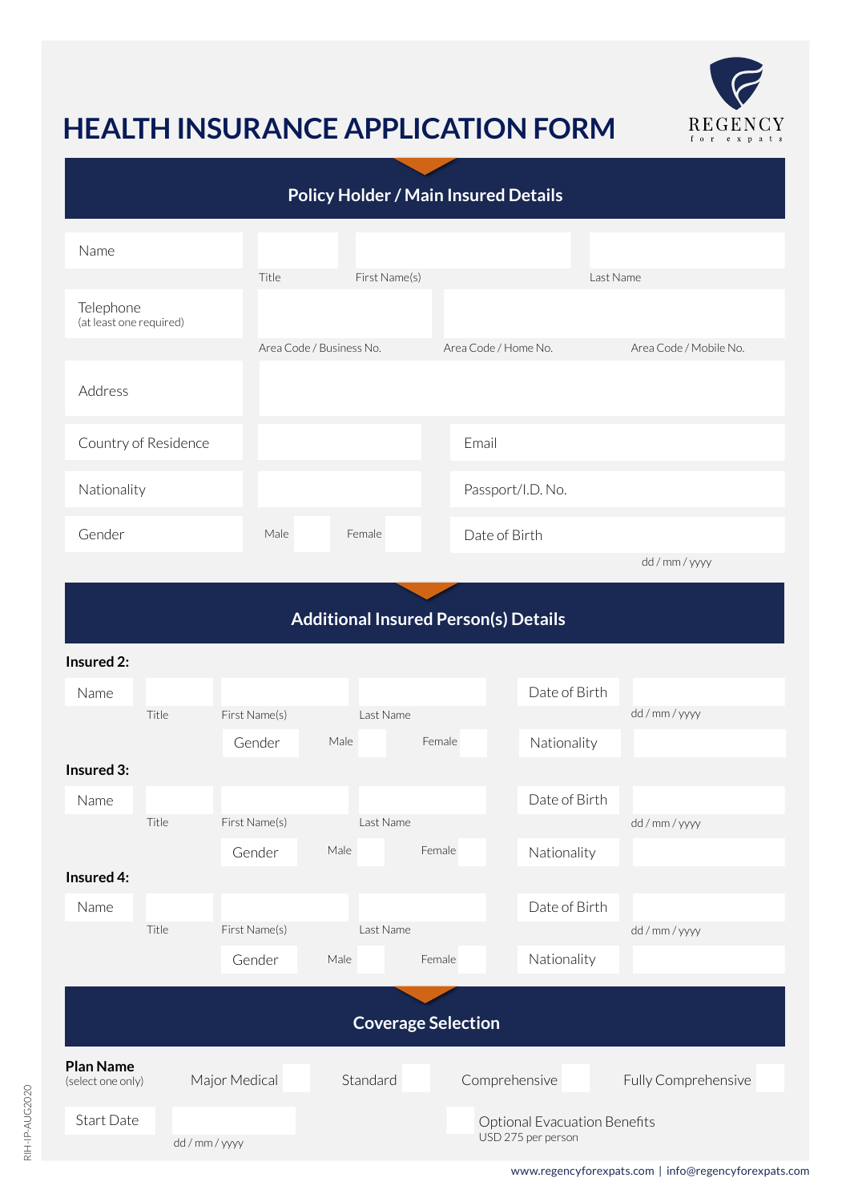# HEALTH INSURANCE APPLICATION FORM

REGENCY for expats

## Policy Holder / Main Insured Details

| | | | |
|---|---|---|---|
| Name | Title | First Name(s) | Last Name |
| Telephone (at least one required) | Area Code / Business No. | Area Code / Home No. | Area Code / Mobile No. |
| Address | | | |
| Country of Residence | | Email | |
| Nationality | | Passport/I.D. No. | |
| Gender | Male / Female | Date of Birth | dd / mm / yyyy |

## Additional Insured Person(s) Details

**Insured 2:**

| | | | | | |
|---|---|---|---|---|---|
| Name | Title | First Name(s) | Last Name | Date of Birth | dd / mm / yyyy |
| | | Gender | Male / Female | Nationality | |

**Insured 3:**

| | | | | | |
|---|---|---|---|---|---|
| Name | Title | First Name(s) | Last Name | Date of Birth | dd / mm / yyyy |
| | | Gender | Male / Female | Nationality | |

**Insured 4:**

| | | | | | |
|---|---|---|---|---|---|
| Name | Title | First Name(s) | Last Name | Date of Birth | dd / mm / yyyy |
| | | Gender | Male / Female | Nationality | |

## Coverage Selection

**Plan Name** (select one only): Major Medical ☐ Standard ☐ Comprehensive ☐ Fully Comprehensive ☐

Start Date: dd / mm / yyyy

☐ Optional Evacuation Benefits
USD 275 per person

RIH-IP-AUG2020

www.regencyforexpats.com | info@regencyforexpats.com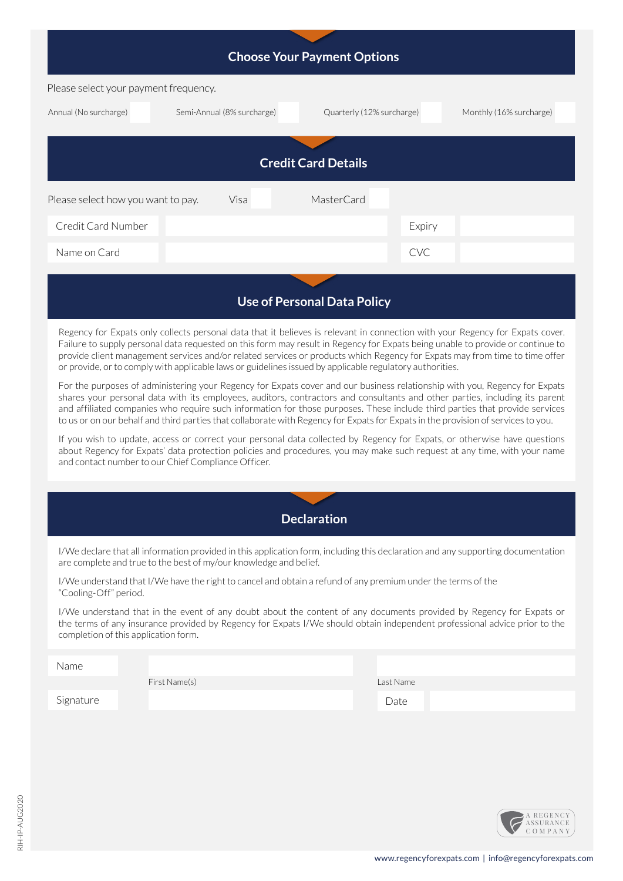## Choose Your Payment Options

Please select your payment frequency.

| | | | | | | | |
|---|---|---|---|---|---|---|---|
| Annual (No surcharge) | | Semi-Annual (8% surcharge) | | Quarterly (12% surcharge) | | Monthly (16% surcharge) | |

## Credit Card Details

Please select how you want to pay. Visa MasterCard

| | | | |
|---|---|---|---|
| Credit Card Number | | Expiry | |
| Name on Card | | CVC | |

## Use of Personal Data Policy

Regency for Expats only collects personal data that it believes is relevant in connection with your Regency for Expats cover. Failure to supply personal data requested on this form may result in Regency for Expats being unable to provide or continue to provide client management services and/or related services or products which Regency for Expats may from time to time offer or provide, or to comply with applicable laws or guidelines issued by applicable regulatory authorities.

For the purposes of administering your Regency for Expats cover and our business relationship with you, Regency for Expats shares your personal data with its employees, auditors, contractors and consultants and other parties, including its parent and affiliated companies who require such information for those purposes. These include third parties that provide services to us or on our behalf and third parties that collaborate with Regency for Expats for Expats in the provision of services to you.

If you wish to update, access or correct your personal data collected by Regency for Expats, or otherwise have questions about Regency for Expats' data protection policies and procedures, you may make such request at any time, with your name and contact number to our Chief Compliance Officer.

## Declaration

I/We declare that all information provided in this application form, including this declaration and any supporting documentation are complete and true to the best of my/our knowledge and belief.

I/We understand that I/We have the right to cancel and obtain a refund of any premium under the terms of the "Cooling-Off" period.

I/We understand that in the event of any doubt about the content of any documents provided by Regency for Expats or the terms of any insurance provided by Regency for Expats I/We should obtain independent professional advice prior to the completion of this application form.

| | | | |
|---|---|---|---|
| Name | First Name(s) | Last Name | |
| Signature | | Date | |

RIH-IP-AUG2020

A REGENCY ASSURANCE COMPANY

www.regencyforexpats.com | info@regencyforexpats.com